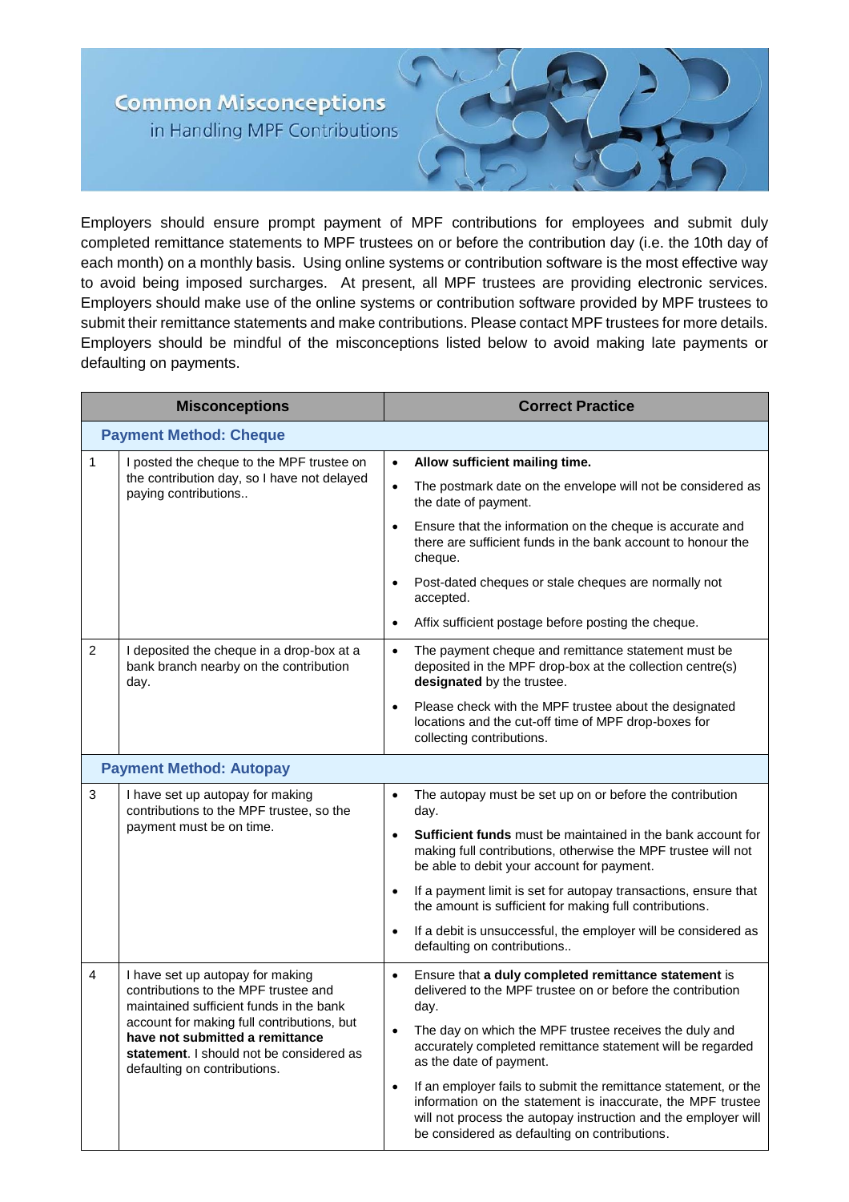# Common Misconceptions

## in Handling MPF Contributions

Employers should ensure prompt payment of MPF contributions for employees and submit duly completed remittance statements to MPF trustees on or before the contribution day (i.e. the 10th day of each month) on a monthly basis. Using online systems or contribution software is the most effective way to avoid being imposed surcharges. At present, all MPF trustees are providing electronic services. Employers should make use of the online systems or contribution software provided by MPF trustees to submit their remittance statements and make contributions. Please contact MPF trustees for more details. Employers should be mindful of the misconceptions listed below to avoid making late payments or defaulting on payments.

| | Misconceptions | Correct Practice |
|---|---|---|
| **Payment Method: Cheque** | | |
| 1 | I posted the cheque to the MPF trustee on the contribution day, so I have not delayed paying contributions.. | • **Allow sufficient mailing time.**<br>• The postmark date on the envelope will not be considered as the date of payment.<br>• Ensure that the information on the cheque is accurate and there are sufficient funds in the bank account to honour the cheque.<br>• Post-dated cheques or stale cheques are normally not accepted.<br>• Affix sufficient postage before posting the cheque. |
| 2 | I deposited the cheque in a drop-box at a bank branch nearby on the contribution day. | • The payment cheque and remittance statement must be deposited in the MPF drop-box at the collection centre(s) **designated** by the trustee.<br>• Please check with the MPF trustee about the designated locations and the cut-off time of MPF drop-boxes for collecting contributions. |
| **Payment Method: Autopay** | | |
| 3 | I have set up autopay for making contributions to the MPF trustee, so the payment must be on time. | • The autopay must be set up on or before the contribution day.<br>• **Sufficient funds** must be maintained in the bank account for making full contributions, otherwise the MPF trustee will not be able to debit your account for payment.<br>• If a payment limit is set for autopay transactions, ensure that the amount is sufficient for making full contributions.<br>• If a debit is unsuccessful, the employer will be considered as defaulting on contributions.. |
| 4 | I have set up autopay for making contributions to the MPF trustee and maintained sufficient funds in the bank account for making full contributions, but **have not submitted a remittance statement**. I should not be considered as defaulting on contributions. | • Ensure that **a duly completed remittance statement** is delivered to the MPF trustee on or before the contribution day.<br>• The day on which the MPF trustee receives the duly and accurately completed remittance statement will be regarded as the date of payment.<br>• If an employer fails to submit the remittance statement, or the information on the statement is inaccurate, the MPF trustee will not process the autopay instruction and the employer will be considered as defaulting on contributions. |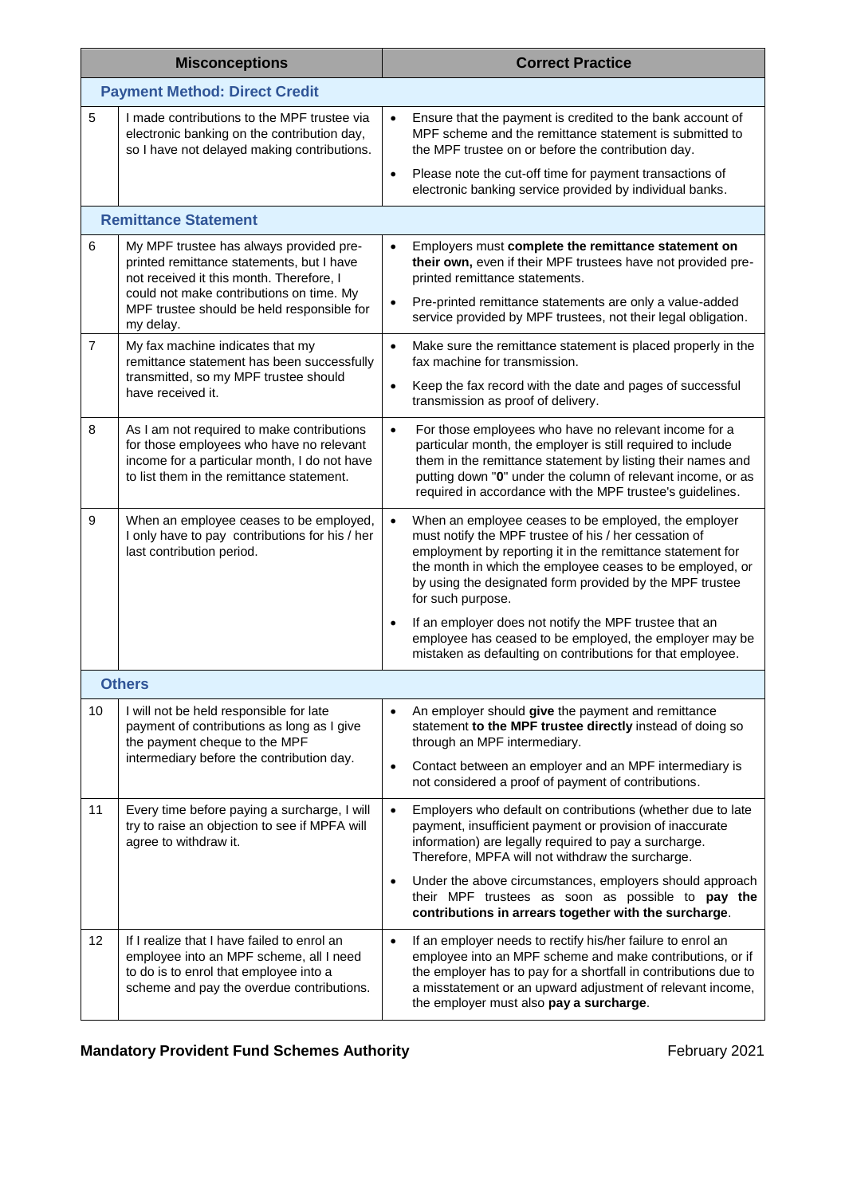| | Misconceptions | Correct Practice |
|---|---|---|
| **Payment Method: Direct Credit** | | |
| 5 | I made contributions to the MPF trustee via electronic banking on the contribution day, so I have not delayed making contributions. | • Ensure that the payment is credited to the bank account of MPF scheme and the remittance statement is submitted to the MPF trustee on or before the contribution day.<br>• Please note the cut-off time for payment transactions of electronic banking service provided by individual banks. |
| **Remittance Statement** | | |
| 6 | My MPF trustee has always provided pre-printed remittance statements, but I have not received it this month. Therefore, I could not make contributions on time. My MPF trustee should be held responsible for my delay. | • Employers must **complete the remittance statement on their own,** even if their MPF trustees have not provided pre-printed remittance statements.<br>• Pre-printed remittance statements are only a value-added service provided by MPF trustees, not their legal obligation. |
| 7 | My fax machine indicates that my remittance statement has been successfully transmitted, so my MPF trustee should have received it. | • Make sure the remittance statement is placed properly in the fax machine for transmission.<br>• Keep the fax record with the date and pages of successful transmission as proof of delivery. |
| 8 | As I am not required to make contributions for those employees who have no relevant income for a particular month, I do not have to list them in the remittance statement. | • For those employees who have no relevant income for a particular month, the employer is still required to include them in the remittance statement by listing their names and putting down "**0**" under the column of relevant income, or as required in accordance with the MPF trustee's guidelines. |
| 9 | When an employee ceases to be employed, I only have to pay contributions for his / her last contribution period. | • When an employee ceases to be employed, the employer must notify the MPF trustee of his / her cessation of employment by reporting it in the remittance statement for the month in which the employee ceases to be employed, or by using the designated form provided by the MPF trustee for such purpose.<br>• If an employer does not notify the MPF trustee that an employee has ceased to be employed, the employer may be mistaken as defaulting on contributions for that employee. |
| **Others** | | |
| 10 | I will not be held responsible for late payment of contributions as long as I give the payment cheque to the MPF intermediary before the contribution day. | • An employer should **give** the payment and remittance statement **to the MPF trustee directly** instead of doing so through an MPF intermediary.<br>• Contact between an employer and an MPF intermediary is not considered a proof of payment of contributions. |
| 11 | Every time before paying a surcharge, I will try to raise an objection to see if MPFA will agree to withdraw it. | • Employers who default on contributions (whether due to late payment, insufficient payment or provision of inaccurate information) are legally required to pay a surcharge. Therefore, MPFA will not withdraw the surcharge.<br>• Under the above circumstances, employers should approach their MPF trustees as soon as possible to **pay the contributions in arrears together with the surcharge**. |
| 12 | If I realize that I have failed to enrol an employee into an MPF scheme, all I need to do is to enrol that employee into a scheme and pay the overdue contributions. | • If an employer needs to rectify his/her failure to enrol an employee into an MPF scheme and make contributions, or if the employer has to pay for a shortfall in contributions due to a misstatement or an upward adjustment of relevant income, the employer must also **pay a surcharge**. |

**Mandatory Provident Fund Schemes Authority** February 2021